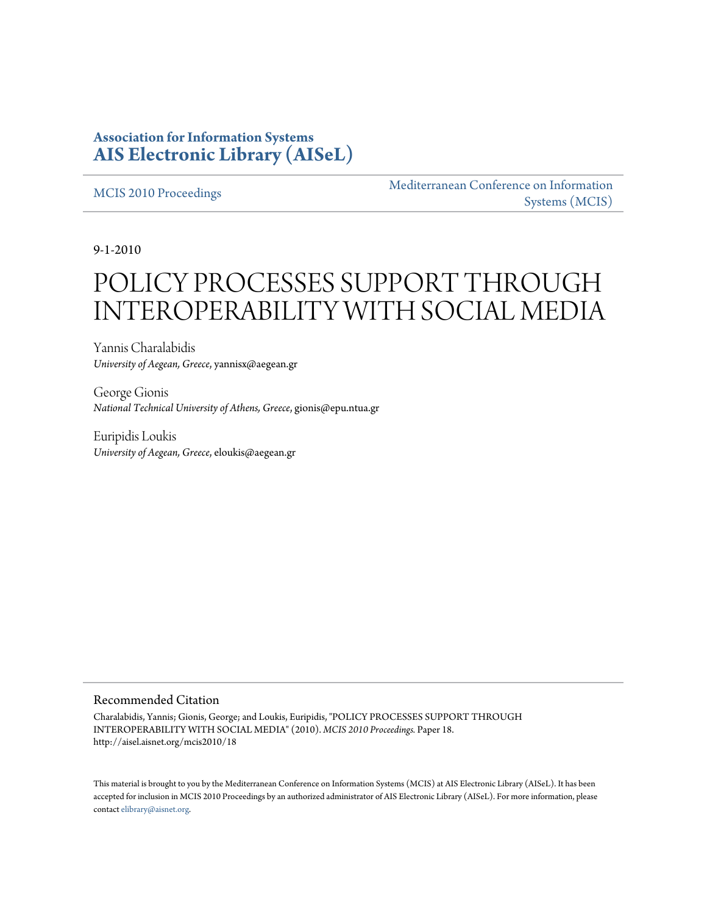**Association for Information Systems**
**AIS Electronic Library (AISeL)**

MCIS 2010 Proceedings

Mediterranean Conference on Information Systems (MCIS)

9-1-2010

# POLICY PROCESSES SUPPORT THROUGH INTEROPERABILITY WITH SOCIAL MEDIA

Yannis Charalabidis
*University of Aegean, Greece*, yannisx@aegean.gr

George Gionis
*National Technical University of Athens, Greece*, gionis@epu.ntua.gr

Euripidis Loukis
*University of Aegean, Greece*, eloukis@aegean.gr

## Recommended Citation

Charalabidis, Yannis; Gionis, George; and Loukis, Euripidis, "POLICY PROCESSES SUPPORT THROUGH INTEROPERABILITY WITH SOCIAL MEDIA" (2010). *MCIS 2010 Proceedings.* Paper 18.
http://aisel.aisnet.org/mcis2010/18

This material is brought to you by the Mediterranean Conference on Information Systems (MCIS) at AIS Electronic Library (AISeL). It has been accepted for inclusion in MCIS 2010 Proceedings by an authorized administrator of AIS Electronic Library (AISeL). For more information, please contact elibrary@aisnet.org.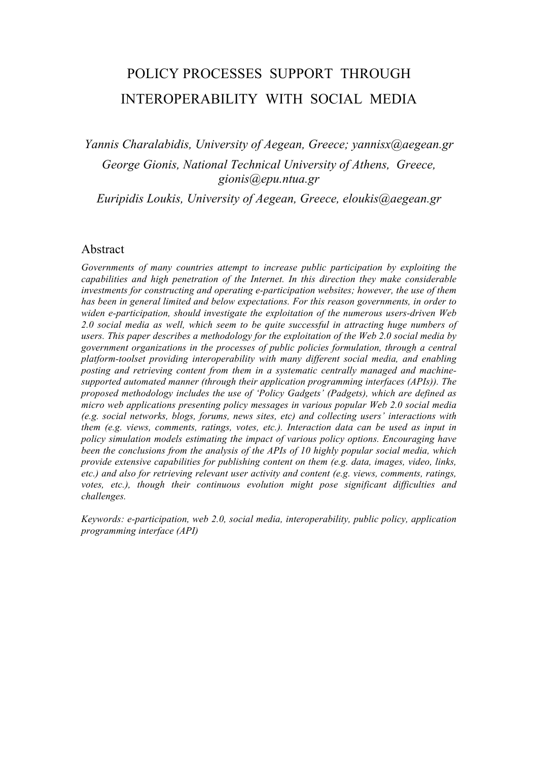# POLICY PROCESSES SUPPORT THROUGH INTEROPERABILITY WITH SOCIAL MEDIA

*Yannis Charalabidis, University of Aegean, Greece; yannisx@aegean.gr*

*George Gionis, National Technical University of Athens, Greece, gionis@epu.ntua.gr*

*Euripidis Loukis, University of Aegean, Greece, eloukis@aegean.gr*

## Abstract

*Governments of many countries attempt to increase public participation by exploiting the capabilities and high penetration of the Internet. In this direction they make considerable investments for constructing and operating e-participation websites; however, the use of them has been in general limited and below expectations. For this reason governments, in order to widen e-participation, should investigate the exploitation of the numerous users-driven Web 2.0 social media as well, which seem to be quite successful in attracting huge numbers of users. This paper describes a methodology for the exploitation of the Web 2.0 social media by government organizations in the processes of public policies formulation, through a central platform-toolset providing interoperability with many different social media, and enabling posting and retrieving content from them in a systematic centrally managed and machine-supported automated manner (through their application programming interfaces (APIs)). The proposed methodology includes the use of 'Policy Gadgets' (Padgets), which are defined as micro web applications presenting policy messages in various popular Web 2.0 social media (e.g. social networks, blogs, forums, news sites, etc) and collecting users' interactions with them (e.g. views, comments, ratings, votes, etc.). Interaction data can be used as input in policy simulation models estimating the impact of various policy options. Encouraging have been the conclusions from the analysis of the APIs of 10 highly popular social media, which provide extensive capabilities for publishing content on them (e.g. data, images, video, links, etc.) and also for retrieving relevant user activity and content (e.g. views, comments, ratings, votes, etc.), though their continuous evolution might pose significant difficulties and challenges.*

*Keywords: e-participation, web 2.0, social media, interoperability, public policy, application programming interface (API)*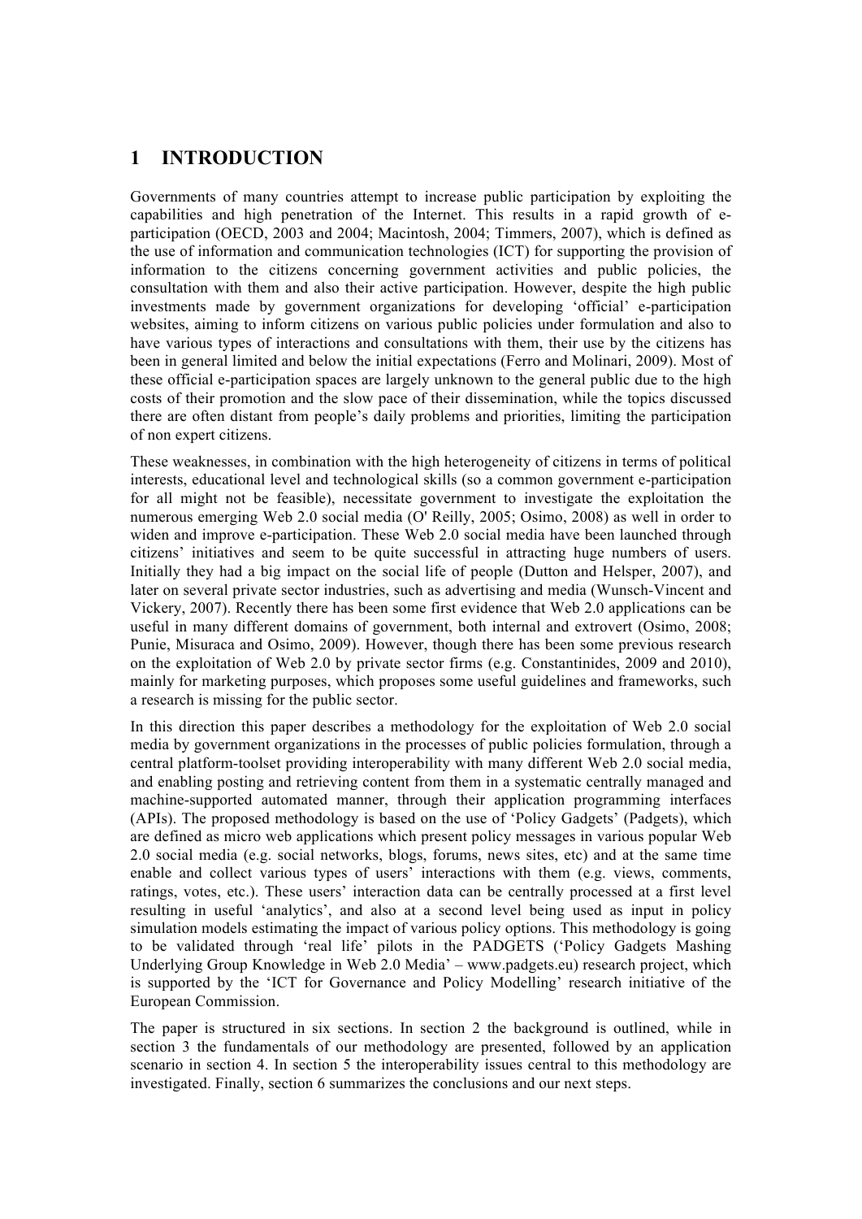# 1 INTRODUCTION

Governments of many countries attempt to increase public participation by exploiting the capabilities and high penetration of the Internet. This results in a rapid growth of e-participation (OECD, 2003 and 2004; Macintosh, 2004; Timmers, 2007), which is defined as the use of information and communication technologies (ICT) for supporting the provision of information to the citizens concerning government activities and public policies, the consultation with them and also their active participation. However, despite the high public investments made by government organizations for developing 'official' e-participation websites, aiming to inform citizens on various public policies under formulation and also to have various types of interactions and consultations with them, their use by the citizens has been in general limited and below the initial expectations (Ferro and Molinari, 2009). Most of these official e-participation spaces are largely unknown to the general public due to the high costs of their promotion and the slow pace of their dissemination, while the topics discussed there are often distant from people's daily problems and priorities, limiting the participation of non expert citizens.

These weaknesses, in combination with the high heterogeneity of citizens in terms of political interests, educational level and technological skills (so a common government e-participation for all might not be feasible), necessitate government to investigate the exploitation the numerous emerging Web 2.0 social media (O' Reilly, 2005; Osimo, 2008) as well in order to widen and improve e-participation. These Web 2.0 social media have been launched through citizens' initiatives and seem to be quite successful in attracting huge numbers of users. Initially they had a big impact on the social life of people (Dutton and Helsper, 2007), and later on several private sector industries, such as advertising and media (Wunsch-Vincent and Vickery, 2007). Recently there has been some first evidence that Web 2.0 applications can be useful in many different domains of government, both internal and extrovert (Osimo, 2008; Punie, Misuraca and Osimo, 2009). However, though there has been some previous research on the exploitation of Web 2.0 by private sector firms (e.g. Constantinides, 2009 and 2010), mainly for marketing purposes, which proposes some useful guidelines and frameworks, such a research is missing for the public sector.

In this direction this paper describes a methodology for the exploitation of Web 2.0 social media by government organizations in the processes of public policies formulation, through a central platform-toolset providing interoperability with many different Web 2.0 social media, and enabling posting and retrieving content from them in a systematic centrally managed and machine-supported automated manner, through their application programming interfaces (APIs). The proposed methodology is based on the use of 'Policy Gadgets' (Padgets), which are defined as micro web applications which present policy messages in various popular Web 2.0 social media (e.g. social networks, blogs, forums, news sites, etc) and at the same time enable and collect various types of users' interactions with them (e.g. views, comments, ratings, votes, etc.). These users' interaction data can be centrally processed at a first level resulting in useful 'analytics', and also at a second level being used as input in policy simulation models estimating the impact of various policy options. This methodology is going to be validated through 'real life' pilots in the PADGETS ('Policy Gadgets Mashing Underlying Group Knowledge in Web 2.0 Media' – www.padgets.eu) research project, which is supported by the 'ICT for Governance and Policy Modelling' research initiative of the European Commission.

The paper is structured in six sections. In section 2 the background is outlined, while in section 3 the fundamentals of our methodology are presented, followed by an application scenario in section 4. In section 5 the interoperability issues central to this methodology are investigated. Finally, section 6 summarizes the conclusions and our next steps.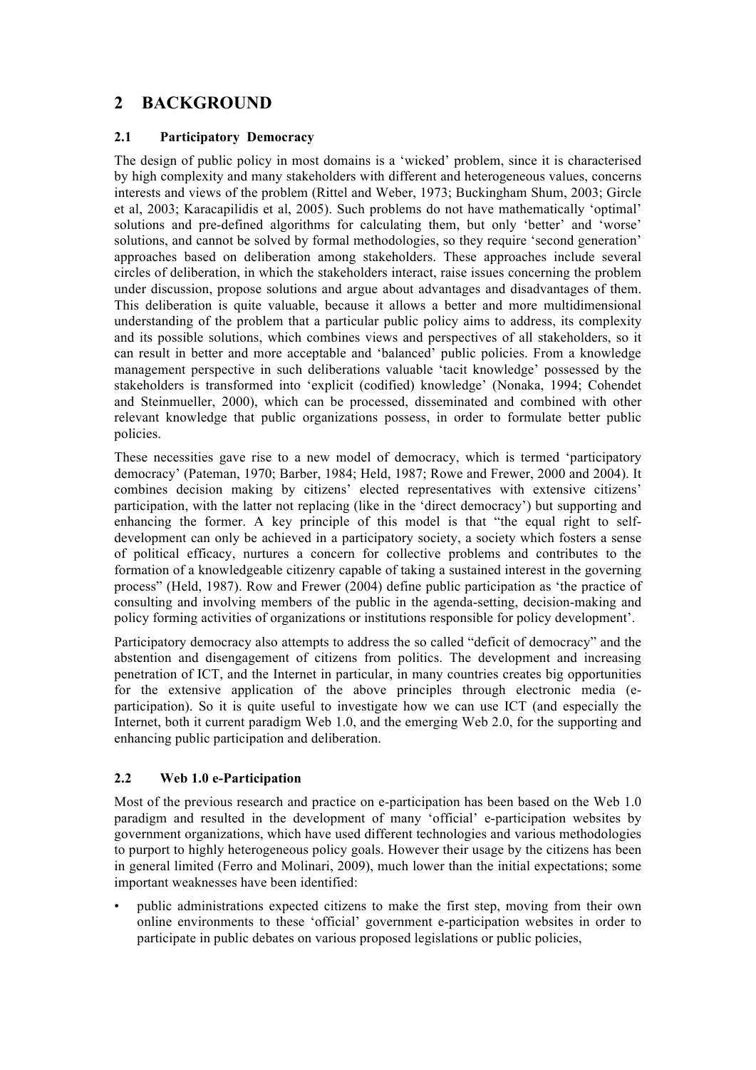# 2 BACKGROUND

## 2.1 Participatory Democracy

The design of public policy in most domains is a 'wicked' problem, since it is characterised by high complexity and many stakeholders with different and heterogeneous values, concerns interests and views of the problem (Rittel and Weber, 1973; Buckingham Shum, 2003; Gircle et al, 2003; Karacapilidis et al, 2005). Such problems do not have mathematically 'optimal' solutions and pre-defined algorithms for calculating them, but only 'better' and 'worse' solutions, and cannot be solved by formal methodologies, so they require 'second generation' approaches based on deliberation among stakeholders. These approaches include several circles of deliberation, in which the stakeholders interact, raise issues concerning the problem under discussion, propose solutions and argue about advantages and disadvantages of them. This deliberation is quite valuable, because it allows a better and more multidimensional understanding of the problem that a particular public policy aims to address, its complexity and its possible solutions, which combines views and perspectives of all stakeholders, so it can result in better and more acceptable and 'balanced' public policies. From a knowledge management perspective in such deliberations valuable 'tacit knowledge' possessed by the stakeholders is transformed into 'explicit (codified) knowledge' (Nonaka, 1994; Cohendet and Steinmueller, 2000), which can be processed, disseminated and combined with other relevant knowledge that public organizations possess, in order to formulate better public policies.

These necessities gave rise to a new model of democracy, which is termed 'participatory democracy' (Pateman, 1970; Barber, 1984; Held, 1987; Rowe and Frewer, 2000 and 2004). It combines decision making by citizens' elected representatives with extensive citizens' participation, with the latter not replacing (like in the 'direct democracy') but supporting and enhancing the former. A key principle of this model is that "the equal right to self-development can only be achieved in a participatory society, a society which fosters a sense of political efficacy, nurtures a concern for collective problems and contributes to the formation of a knowledgeable citizenry capable of taking a sustained interest in the governing process" (Held, 1987). Row and Frewer (2004) define public participation as 'the practice of consulting and involving members of the public in the agenda-setting, decision-making and policy forming activities of organizations or institutions responsible for policy development'.

Participatory democracy also attempts to address the so called "deficit of democracy" and the abstention and disengagement of citizens from politics. The development and increasing penetration of ICT, and the Internet in particular, in many countries creates big opportunities for the extensive application of the above principles through electronic media (e-participation). So it is quite useful to investigate how we can use ICT (and especially the Internet, both it current paradigm Web 1.0, and the emerging Web 2.0, for the supporting and enhancing public participation and deliberation.

## 2.2 Web 1.0 e-Participation

Most of the previous research and practice on e-participation has been based on the Web 1.0 paradigm and resulted in the development of many 'official' e-participation websites by government organizations, which have used different technologies and various methodologies to purport to highly heterogeneous policy goals. However their usage by the citizens has been in general limited (Ferro and Molinari, 2009), much lower than the initial expectations; some important weaknesses have been identified:

- public administrations expected citizens to make the first step, moving from their own online environments to these 'official' government e-participation websites in order to participate in public debates on various proposed legislations or public policies,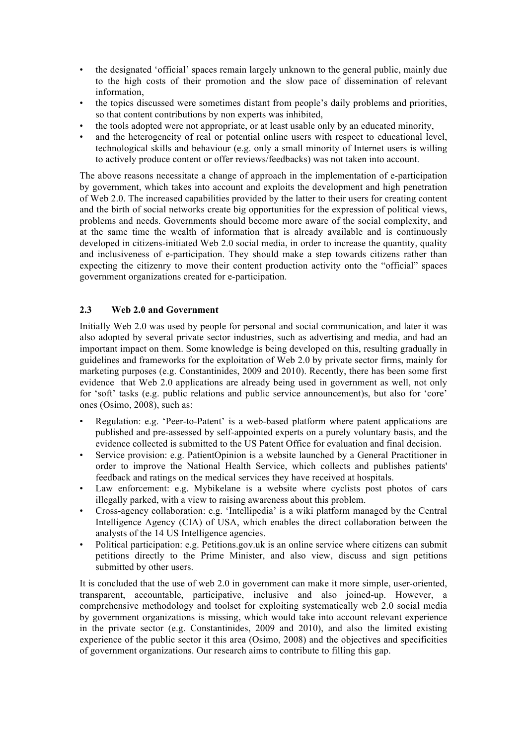- the designated 'official' spaces remain largely unknown to the general public, mainly due to the high costs of their promotion and the slow pace of dissemination of relevant information,
- the topics discussed were sometimes distant from people's daily problems and priorities, so that content contributions by non experts was inhibited,
- the tools adopted were not appropriate, or at least usable only by an educated minority,
- and the heterogeneity of real or potential online users with respect to educational level, technological skills and behaviour (e.g. only a small minority of Internet users is willing to actively produce content or offer reviews/feedbacks) was not taken into account.

The above reasons necessitate a change of approach in the implementation of e-participation by government, which takes into account and exploits the development and high penetration of Web 2.0. The increased capabilities provided by the latter to their users for creating content and the birth of social networks create big opportunities for the expression of political views, problems and needs. Governments should become more aware of the social complexity, and at the same time the wealth of information that is already available and is continuously developed in citizens-initiated Web 2.0 social media, in order to increase the quantity, quality and inclusiveness of e-participation. They should make a step towards citizens rather than expecting the citizenry to move their content production activity onto the "official" spaces government organizations created for e-participation.

### 2.3 Web 2.0 and Government

Initially Web 2.0 was used by people for personal and social communication, and later it was also adopted by several private sector industries, such as advertising and media, and had an important impact on them. Some knowledge is being developed on this, resulting gradually in guidelines and frameworks for the exploitation of Web 2.0 by private sector firms, mainly for marketing purposes (e.g. Constantinides, 2009 and 2010). Recently, there has been some first evidence that Web 2.0 applications are already being used in government as well, not only for 'soft' tasks (e.g. public relations and public service announcement)s, but also for 'core' ones (Osimo, 2008), such as:

- Regulation: e.g. 'Peer-to-Patent' is a web-based platform where patent applications are published and pre-assessed by self-appointed experts on a purely voluntary basis, and the evidence collected is submitted to the US Patent Office for evaluation and final decision.
- Service provision: e.g. PatientOpinion is a website launched by a General Practitioner in order to improve the National Health Service, which collects and publishes patients' feedback and ratings on the medical services they have received at hospitals.
- Law enforcement: e.g. Mybikelane is a website where cyclists post photos of cars illegally parked, with a view to raising awareness about this problem.
- Cross-agency collaboration: e.g. 'Intellipedia' is a wiki platform managed by the Central Intelligence Agency (CIA) of USA, which enables the direct collaboration between the analysts of the 14 US Intelligence agencies.
- Political participation: e.g. Petitions.gov.uk is an online service where citizens can submit petitions directly to the Prime Minister, and also view, discuss and sign petitions submitted by other users.

It is concluded that the use of web 2.0 in government can make it more simple, user-oriented, transparent, accountable, participative, inclusive and also joined-up. However, a comprehensive methodology and toolset for exploiting systematically web 2.0 social media by government organizations is missing, which would take into account relevant experience in the private sector (e.g. Constantinides, 2009 and 2010), and also the limited existing experience of the public sector it this area (Osimo, 2008) and the objectives and specificities of government organizations. Our research aims to contribute to filling this gap.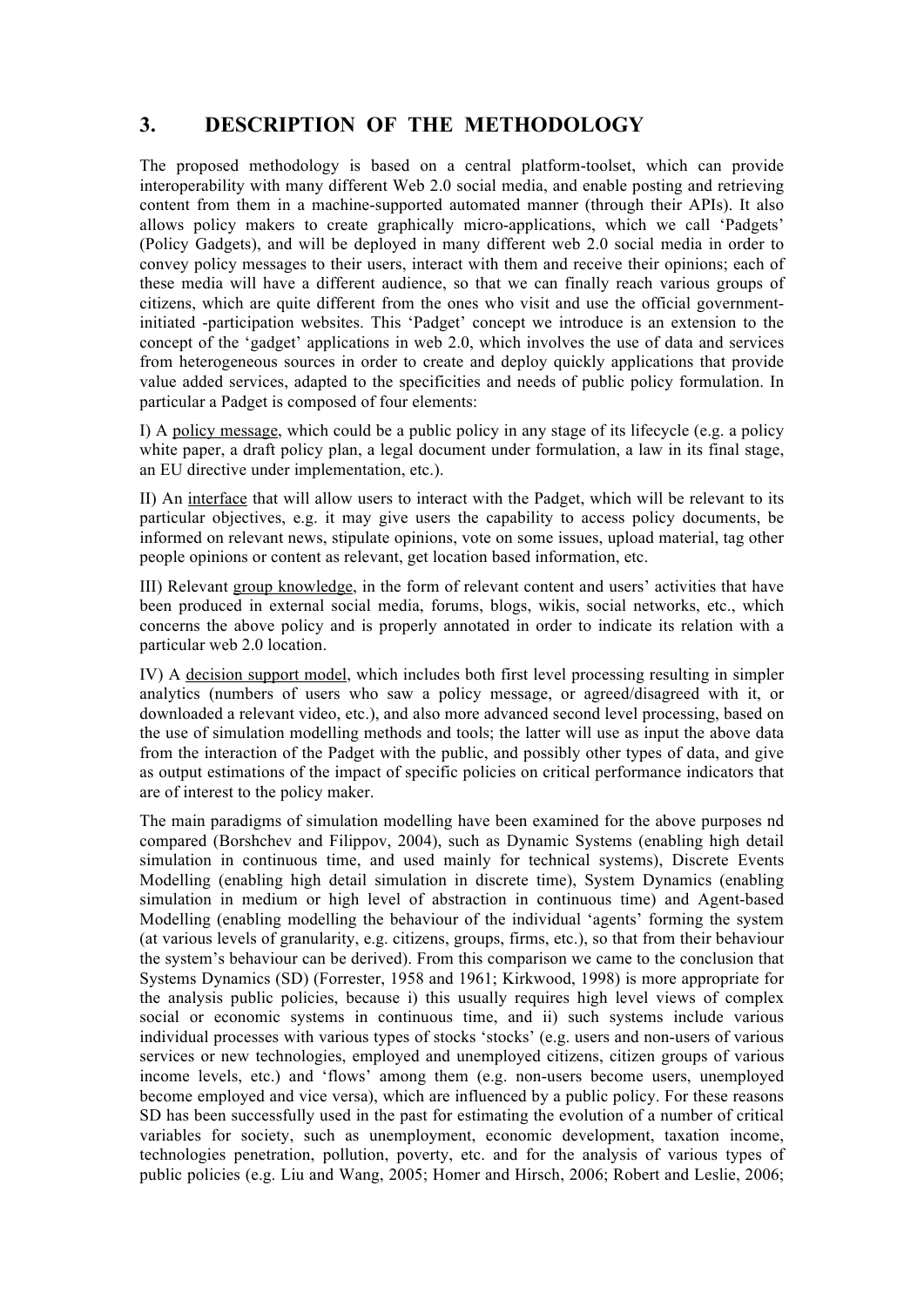## 3. DESCRIPTION OF THE METHODOLOGY

The proposed methodology is based on a central platform-toolset, which can provide interoperability with many different Web 2.0 social media, and enable posting and retrieving content from them in a machine-supported automated manner (through their APIs). It also allows policy makers to create graphically micro-applications, which we call 'Padgets' (Policy Gadgets), and will be deployed in many different web 2.0 social media in order to convey policy messages to their users, interact with them and receive their opinions; each of these media will have a different audience, so that we can finally reach various groups of citizens, which are quite different from the ones who visit and use the official government-initiated -participation websites. This 'Padget' concept we introduce is an extension to the concept of the 'gadget' applications in web 2.0, which involves the use of data and services from heterogeneous sources in order to create and deploy quickly applications that provide value added services, adapted to the specificities and needs of public policy formulation. In particular a Padget is composed of four elements:

I) A policy message, which could be a public policy in any stage of its lifecycle (e.g. a policy white paper, a draft policy plan, a legal document under formulation, a law in its final stage, an EU directive under implementation, etc.).

II) An interface that will allow users to interact with the Padget, which will be relevant to its particular objectives, e.g. it may give users the capability to access policy documents, be informed on relevant news, stipulate opinions, vote on some issues, upload material, tag other people opinions or content as relevant, get location based information, etc.

III) Relevant group knowledge, in the form of relevant content and users' activities that have been produced in external social media, forums, blogs, wikis, social networks, etc., which concerns the above policy and is properly annotated in order to indicate its relation with a particular web 2.0 location.

IV) A decision support model, which includes both first level processing resulting in simpler analytics (numbers of users who saw a policy message, or agreed/disagreed with it, or downloaded a relevant video, etc.), and also more advanced second level processing, based on the use of simulation modelling methods and tools; the latter will use as input the above data from the interaction of the Padget with the public, and possibly other types of data, and give as output estimations of the impact of specific policies on critical performance indicators that are of interest to the policy maker.

The main paradigms of simulation modelling have been examined for the above purposes nd compared (Borshchev and Filippov, 2004), such as Dynamic Systems (enabling high detail simulation in continuous time, and used mainly for technical systems), Discrete Events Modelling (enabling high detail simulation in discrete time), System Dynamics (enabling simulation in medium or high level of abstraction in continuous time) and Agent-based Modelling (enabling modelling the behaviour of the individual 'agents' forming the system (at various levels of granularity, e.g. citizens, groups, firms, etc.), so that from their behaviour the system's behaviour can be derived). From this comparison we came to the conclusion that Systems Dynamics (SD) (Forrester, 1958 and 1961; Kirkwood, 1998) is more appropriate for the analysis public policies, because i) this usually requires high level views of complex social or economic systems in continuous time, and ii) such systems include various individual processes with various types of stocks 'stocks' (e.g. users and non-users of various services or new technologies, employed and unemployed citizens, citizen groups of various income levels, etc.) and 'flows' among them (e.g. non-users become users, unemployed become employed and vice versa), which are influenced by a public policy. For these reasons SD has been successfully used in the past for estimating the evolution of a number of critical variables for society, such as unemployment, economic development, taxation income, technologies penetration, pollution, poverty, etc. and for the analysis of various types of public policies (e.g. Liu and Wang, 2005; Homer and Hirsch, 2006; Robert and Leslie, 2006;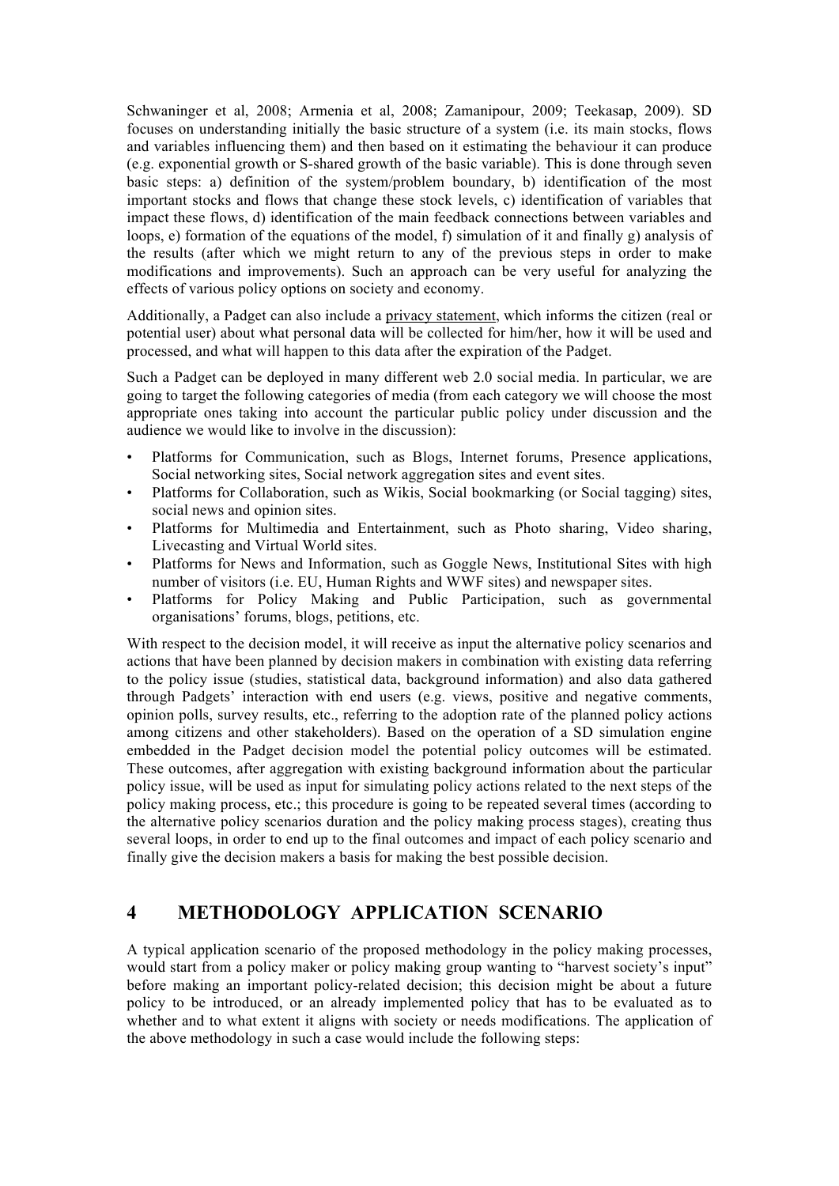Schwaninger et al, 2008; Armenia et al, 2008; Zamanipour, 2009; Teekasap, 2009). SD focuses on understanding initially the basic structure of a system (i.e. its main stocks, flows and variables influencing them) and then based on it estimating the behaviour it can produce (e.g. exponential growth or S-shared growth of the basic variable). This is done through seven basic steps: a) definition of the system/problem boundary, b) identification of the most important stocks and flows that change these stock levels, c) identification of variables that impact these flows, d) identification of the main feedback connections between variables and loops, e) formation of the equations of the model, f) simulation of it and finally g) analysis of the results (after which we might return to any of the previous steps in order to make modifications and improvements). Such an approach can be very useful for analyzing the effects of various policy options on society and economy.

Additionally, a Padget can also include a privacy statement, which informs the citizen (real or potential user) about what personal data will be collected for him/her, how it will be used and processed, and what will happen to this data after the expiration of the Padget.

Such a Padget can be deployed in many different web 2.0 social media. In particular, we are going to target the following categories of media (from each category we will choose the most appropriate ones taking into account the particular public policy under discussion and the audience we would like to involve in the discussion):

- Platforms for Communication, such as Blogs, Internet forums, Presence applications, Social networking sites, Social network aggregation sites and event sites.
- Platforms for Collaboration, such as Wikis, Social bookmarking (or Social tagging) sites, social news and opinion sites.
- Platforms for Multimedia and Entertainment, such as Photo sharing, Video sharing, Livecasting and Virtual World sites.
- Platforms for News and Information, such as Goggle News, Institutional Sites with high number of visitors (i.e. EU, Human Rights and WWF sites) and newspaper sites.
- Platforms for Policy Making and Public Participation, such as governmental organisations' forums, blogs, petitions, etc.

With respect to the decision model, it will receive as input the alternative policy scenarios and actions that have been planned by decision makers in combination with existing data referring to the policy issue (studies, statistical data, background information) and also data gathered through Padgets' interaction with end users (e.g. views, positive and negative comments, opinion polls, survey results, etc., referring to the adoption rate of the planned policy actions among citizens and other stakeholders). Based on the operation of a SD simulation engine embedded in the Padget decision model the potential policy outcomes will be estimated. These outcomes, after aggregation with existing background information about the particular policy issue, will be used as input for simulating policy actions related to the next steps of the policy making process, etc.; this procedure is going to be repeated several times (according to the alternative policy scenarios duration and the policy making process stages), creating thus several loops, in order to end up to the final outcomes and impact of each policy scenario and finally give the decision makers a basis for making the best possible decision.

# 4 METHODOLOGY APPLICATION SCENARIO

A typical application scenario of the proposed methodology in the policy making processes, would start from a policy maker or policy making group wanting to "harvest society's input" before making an important policy-related decision; this decision might be about a future policy to be introduced, or an already implemented policy that has to be evaluated as to whether and to what extent it aligns with society or needs modifications. The application of the above methodology in such a case would include the following steps: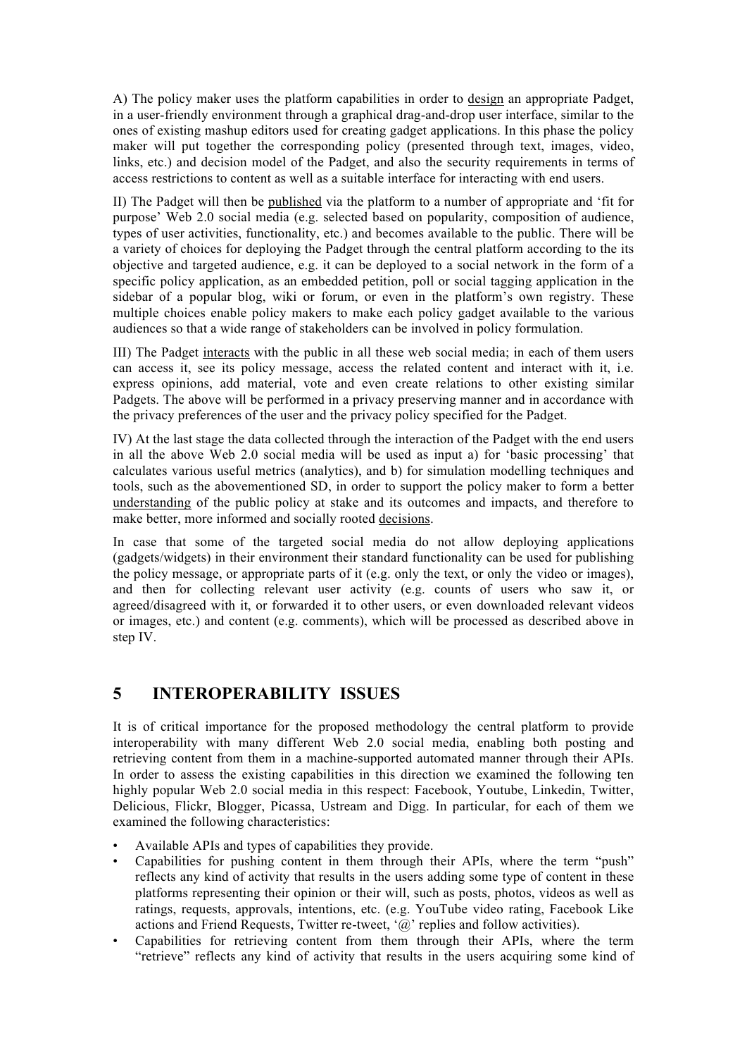A) The policy maker uses the platform capabilities in order to design an appropriate Padget, in a user-friendly environment through a graphical drag-and-drop user interface, similar to the ones of existing mashup editors used for creating gadget applications. In this phase the policy maker will put together the corresponding policy (presented through text, images, video, links, etc.) and decision model of the Padget, and also the security requirements in terms of access restrictions to content as well as a suitable interface for interacting with end users.

II) The Padget will then be published via the platform to a number of appropriate and 'fit for purpose' Web 2.0 social media (e.g. selected based on popularity, composition of audience, types of user activities, functionality, etc.) and becomes available to the public. There will be a variety of choices for deploying the Padget through the central platform according to the its objective and targeted audience, e.g. it can be deployed to a social network in the form of a specific policy application, as an embedded petition, poll or social tagging application in the sidebar of a popular blog, wiki or forum, or even in the platform's own registry. These multiple choices enable policy makers to make each policy gadget available to the various audiences so that a wide range of stakeholders can be involved in policy formulation.

III) The Padget interacts with the public in all these web social media; in each of them users can access it, see its policy message, access the related content and interact with it, i.e. express opinions, add material, vote and even create relations to other existing similar Padgets. The above will be performed in a privacy preserving manner and in accordance with the privacy preferences of the user and the privacy policy specified for the Padget.

IV) At the last stage the data collected through the interaction of the Padget with the end users in all the above Web 2.0 social media will be used as input a) for 'basic processing' that calculates various useful metrics (analytics), and b) for simulation modelling techniques and tools, such as the abovementioned SD, in order to support the policy maker to form a better understanding of the public policy at stake and its outcomes and impacts, and therefore to make better, more informed and socially rooted decisions.

In case that some of the targeted social media do not allow deploying applications (gadgets/widgets) in their environment their standard functionality can be used for publishing the policy message, or appropriate parts of it (e.g. only the text, or only the video or images), and then for collecting relevant user activity (e.g. counts of users who saw it, or agreed/disagreed with it, or forwarded it to other users, or even downloaded relevant videos or images, etc.) and content (e.g. comments), which will be processed as described above in step IV.

## 5 INTEROPERABILITY ISSUES

It is of critical importance for the proposed methodology the central platform to provide interoperability with many different Web 2.0 social media, enabling both posting and retrieving content from them in a machine-supported automated manner through their APIs. In order to assess the existing capabilities in this direction we examined the following ten highly popular Web 2.0 social media in this respect: Facebook, Youtube, Linkedin, Twitter, Delicious, Flickr, Blogger, Picassa, Ustream and Digg. In particular, for each of them we examined the following characteristics:

- Available APIs and types of capabilities they provide.
- Capabilities for pushing content in them through their APIs, where the term "push" reflects any kind of activity that results in the users adding some type of content in these platforms representing their opinion or their will, such as posts, photos, videos as well as ratings, requests, approvals, intentions, etc. (e.g. YouTube video rating, Facebook Like actions and Friend Requests, Twitter re-tweet, '@' replies and follow activities).
- Capabilities for retrieving content from them through their APIs, where the term "retrieve" reflects any kind of activity that results in the users acquiring some kind of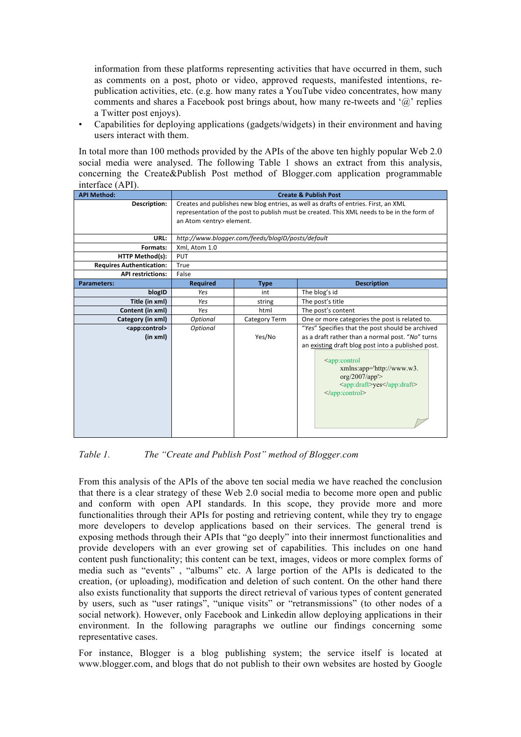information from these platforms representing activities that have occurred in them, such as comments on a post, photo or video, approved requests, manifested intentions, re-publication activities, etc. (e.g. how many rates a YouTube video concentrates, how many comments and shares a Facebook post brings about, how many re-tweets and '@' replies a Twitter post enjoys).

- Capabilities for deploying applications (gadgets/widgets) in their environment and having users interact with them.

In total more than 100 methods provided by the APIs of the above ten highly popular Web 2.0 social media were analysed. The following Table 1 shows an extract from this analysis, concerning the Create&Publish Post method of Blogger.com application programmable interface (API).

| **API Method:** | **Create & Publish Post** | | |
|---|---|---|---|
| **Description:** | Creates and publishes new blog entries, as well as drafts of entries. First, an XML representation of the post to publish must be created. This XML needs to be in the form of an Atom <entry> element. | | |
| **URL:** | *http://www.blogger.com/feeds/blogID/posts/default* | | |
| **Formats:** | Xml, Atom 1.0 | | |
| **HTTP Method(s):** | PUT | | |
| **Requires Authentication:** | True | | |
| **API restrictions:** | False | | |
| **Parameters:** | **Required** | **Type** | **Description** |
| **blogID** | *Yes* | int | The blog's id |
| **Title (in xml)** | *Yes* | string | The post's title |
| **Content (in xml)** | *Yes* | html | The post's content |
| **Category (in xml)** | *Optional* | Category Term | One or more categories the post is related to. |
| **<app:control> (in xml)** | *Optional* | Yes/No | "*Yes*" Specifies that the post should be archived as a draft rather than a normal post. "*No*" turns an existing draft blog post into a published post. `<app:control xmlns:app='http://www.w3.org/2007/app'> <app:draft>yes</app:draft> </app:control>` |

*Table 1. The "Create and Publish Post" method of Blogger.com*

From this analysis of the APIs of the above ten social media we have reached the conclusion that there is a clear strategy of these Web 2.0 social media to become more open and public and conform with open API standards. In this scope, they provide more and more functionalities through their APIs for posting and retrieving content, while they try to engage more developers to develop applications based on their services. The general trend is exposing methods through their APIs that "go deeply" into their innermost functionalities and provide developers with an ever growing set of capabilities. This includes on one hand content push functionality; this content can be text, images, videos or more complex forms of media such as "events" , "albums" etc. A large portion of the APIs is dedicated to the creation, (or uploading), modification and deletion of such content. On the other hand there also exists functionality that supports the direct retrieval of various types of content generated by users, such as "user ratings", "unique visits" or "retransmissions" (to other nodes of a social network). However, only Facebook and Linkedin allow deploying applications in their environment. In the following paragraphs we outline our findings concerning some representative cases.

For instance, Blogger is a blog publishing system; the service itself is located at www.blogger.com, and blogs that do not publish to their own websites are hosted by Google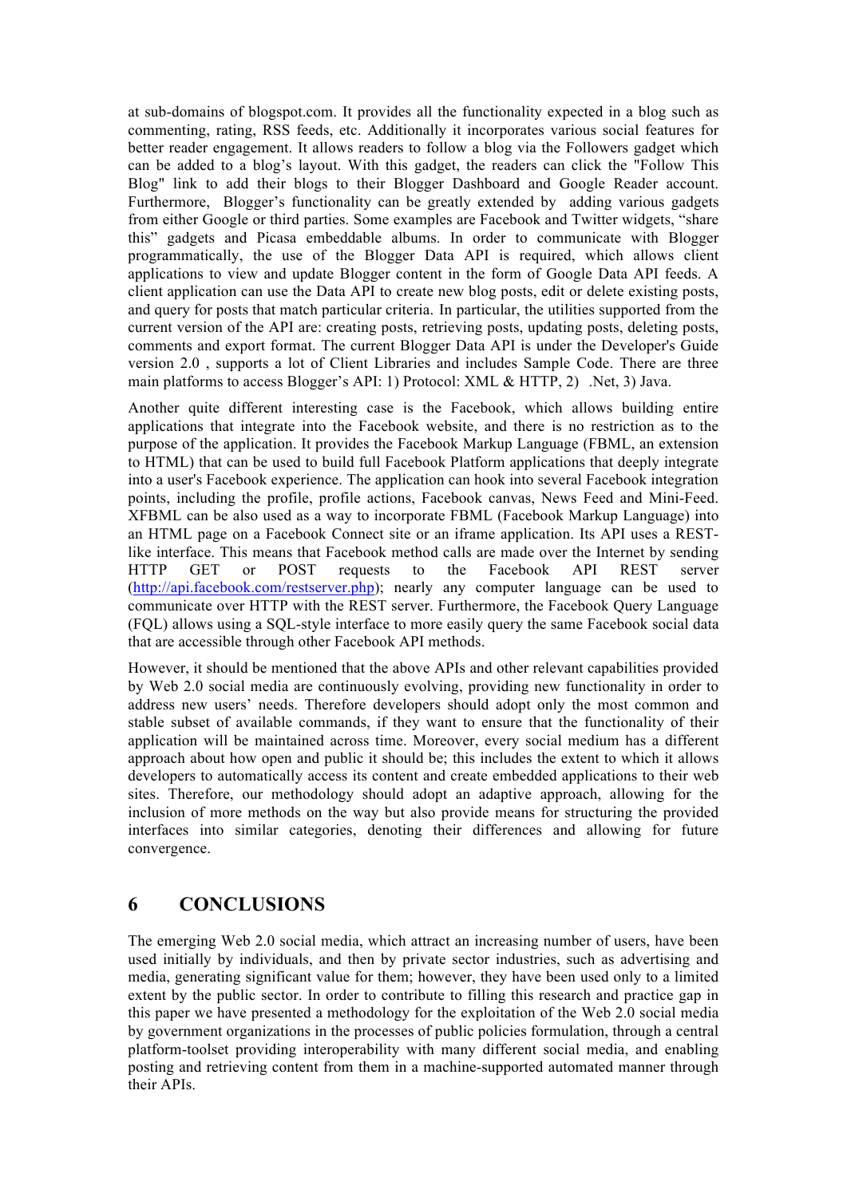at sub-domains of blogspot.com. It provides all the functionality expected in a blog such as commenting, rating, RSS feeds, etc. Additionally it incorporates various social features for better reader engagement. It allows readers to follow a blog via the Followers gadget which can be added to a blog's layout. With this gadget, the readers can click the "Follow This Blog" link to add their blogs to their Blogger Dashboard and Google Reader account. Furthermore, Blogger's functionality can be greatly extended by adding various gadgets from either Google or third parties. Some examples are Facebook and Twitter widgets, "share this" gadgets and Picasa embeddable albums. In order to communicate with Blogger programmatically, the use of the Blogger Data API is required, which allows client applications to view and update Blogger content in the form of Google Data API feeds. A client application can use the Data API to create new blog posts, edit or delete existing posts, and query for posts that match particular criteria. In particular, the utilities supported from the current version of the API are: creating posts, retrieving posts, updating posts, deleting posts, comments and export format. The current Blogger Data API is under the Developer's Guide version 2.0 , supports a lot of Client Libraries and includes Sample Code. There are three main platforms to access Blogger's API: 1) Protocol: XML & HTTP, 2) .Net, 3) Java.

Another quite different interesting case is the Facebook, which allows building entire applications that integrate into the Facebook website, and there is no restriction as to the purpose of the application. It provides the Facebook Markup Language (FBML, an extension to HTML) that can be used to build full Facebook Platform applications that deeply integrate into a user's Facebook experience. The application can hook into several Facebook integration points, including the profile, profile actions, Facebook canvas, News Feed and Mini-Feed. XFBML can be also used as a way to incorporate FBML (Facebook Markup Language) into an HTML page on a Facebook Connect site or an iframe application. Its API uses a REST-like interface. This means that Facebook method calls are made over the Internet by sending HTTP GET or POST requests to the Facebook API REST server (http://api.facebook.com/restserver.php); nearly any computer language can be used to communicate over HTTP with the REST server. Furthermore, the Facebook Query Language (FQL) allows using a SQL-style interface to more easily query the same Facebook social data that are accessible through other Facebook API methods.

However, it should be mentioned that the above APIs and other relevant capabilities provided by Web 2.0 social media are continuously evolving, providing new functionality in order to address new users' needs. Therefore developers should adopt only the most common and stable subset of available commands, if they want to ensure that the functionality of their application will be maintained across time. Moreover, every social medium has a different approach about how open and public it should be; this includes the extent to which it allows developers to automatically access its content and create embedded applications to their web sites. Therefore, our methodology should adopt an adaptive approach, allowing for the inclusion of more methods on the way but also provide means for structuring the provided interfaces into similar categories, denoting their differences and allowing for future convergence.

# 6 CONCLUSIONS

The emerging Web 2.0 social media, which attract an increasing number of users, have been used initially by individuals, and then by private sector industries, such as advertising and media, generating significant value for them; however, they have been used only to a limited extent by the public sector. In order to contribute to filling this research and practice gap in this paper we have presented a methodology for the exploitation of the Web 2.0 social media by government organizations in the processes of public policies formulation, through a central platform-toolset providing interoperability with many different social media, and enabling posting and retrieving content from them in a machine-supported automated manner through their APIs.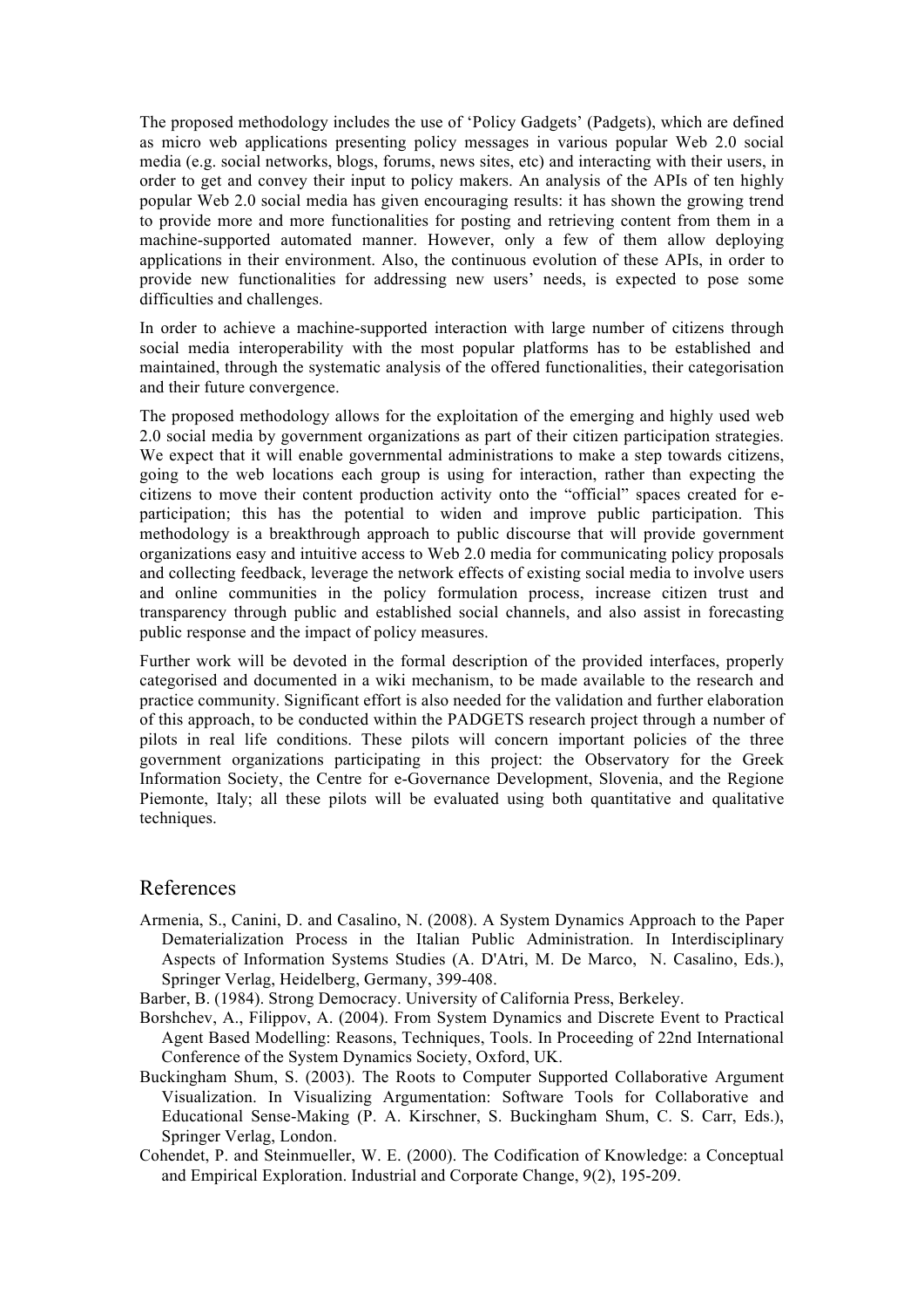The proposed methodology includes the use of 'Policy Gadgets' (Padgets), which are defined as micro web applications presenting policy messages in various popular Web 2.0 social media (e.g. social networks, blogs, forums, news sites, etc) and interacting with their users, in order to get and convey their input to policy makers. An analysis of the APIs of ten highly popular Web 2.0 social media has given encouraging results: it has shown the growing trend to provide more and more functionalities for posting and retrieving content from them in a machine-supported automated manner. However, only a few of them allow deploying applications in their environment. Also, the continuous evolution of these APIs, in order to provide new functionalities for addressing new users' needs, is expected to pose some difficulties and challenges.

In order to achieve a machine-supported interaction with large number of citizens through social media interoperability with the most popular platforms has to be established and maintained, through the systematic analysis of the offered functionalities, their categorisation and their future convergence.

The proposed methodology allows for the exploitation of the emerging and highly used web 2.0 social media by government organizations as part of their citizen participation strategies. We expect that it will enable governmental administrations to make a step towards citizens, going to the web locations each group is using for interaction, rather than expecting the citizens to move their content production activity onto the "official" spaces created for e-participation; this has the potential to widen and improve public participation. This methodology is a breakthrough approach to public discourse that will provide government organizations easy and intuitive access to Web 2.0 media for communicating policy proposals and collecting feedback, leverage the network effects of existing social media to involve users and online communities in the policy formulation process, increase citizen trust and transparency through public and established social channels, and also assist in forecasting public response and the impact of policy measures.

Further work will be devoted in the formal description of the provided interfaces, properly categorised and documented in a wiki mechanism, to be made available to the research and practice community. Significant effort is also needed for the validation and further elaboration of this approach, to be conducted within the PADGETS research project through a number of pilots in real life conditions. These pilots will concern important policies of the three government organizations participating in this project: the Observatory for the Greek Information Society, the Centre for e-Governance Development, Slovenia, and the Regione Piemonte, Italy; all these pilots will be evaluated using both quantitative and qualitative techniques.

## References

Armenia, S., Canini, D. and Casalino, N. (2008). A System Dynamics Approach to the Paper Dematerialization Process in the Italian Public Administration. In Interdisciplinary Aspects of Information Systems Studies (A. D'Atri, M. De Marco, N. Casalino, Eds.), Springer Verlag, Heidelberg, Germany, 399-408.

Barber, B. (1984). Strong Democracy. University of California Press, Berkeley.

Borshchev, A., Filippov, A. (2004). From System Dynamics and Discrete Event to Practical Agent Based Modelling: Reasons, Techniques, Tools. In Proceeding of 22nd International Conference of the System Dynamics Society, Oxford, UK.

Buckingham Shum, S. (2003). The Roots to Computer Supported Collaborative Argument Visualization. In Visualizing Argumentation: Software Tools for Collaborative and Educational Sense-Making (P. A. Kirschner, S. Buckingham Shum, C. S. Carr, Eds.), Springer Verlag, London.

Cohendet, P. and Steinmueller, W. E. (2000). The Codification of Knowledge: a Conceptual and Empirical Exploration. Industrial and Corporate Change, 9(2), 195-209.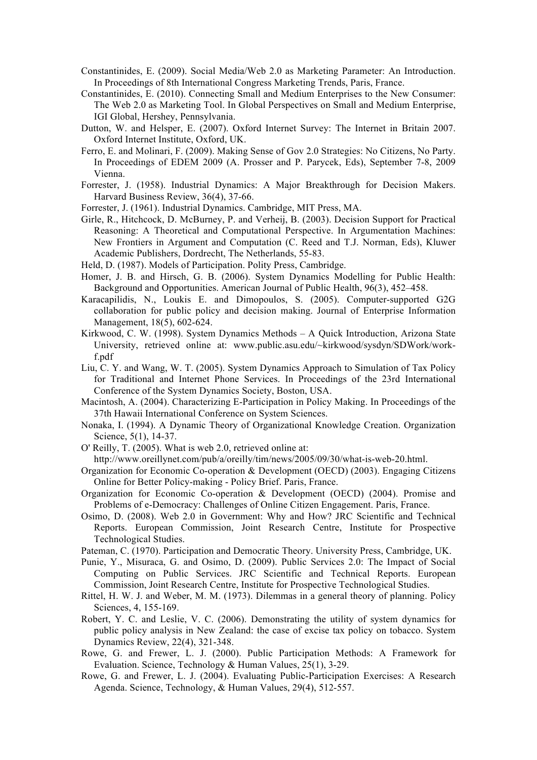Constantinides, E. (2009). Social Media/Web 2.0 as Marketing Parameter: An Introduction. In Proceedings of 8th International Congress Marketing Trends, Paris, France.

Constantinides, E. (2010). Connecting Small and Medium Enterprises to the New Consumer: The Web 2.0 as Marketing Tool. In Global Perspectives on Small and Medium Enterprise, IGI Global, Hershey, Pennsylvania.

Dutton, W. and Helsper, E. (2007). Oxford Internet Survey: The Internet in Britain 2007. Oxford Internet Institute, Oxford, UK.

Ferro, E. and Molinari, F. (2009). Making Sense of Gov 2.0 Strategies: No Citizens, No Party. In Proceedings of EDEM 2009 (A. Prosser and P. Parycek, Eds), September 7-8, 2009 Vienna.

Forrester, J. (1958). Industrial Dynamics: A Major Breakthrough for Decision Makers. Harvard Business Review, 36(4), 37-66.

Forrester, J. (1961). Industrial Dynamics. Cambridge, MIT Press, MA.

Girle, R., Hitchcock, D. McBurney, P. and Verheij, B. (2003). Decision Support for Practical Reasoning: A Theoretical and Computational Perspective. In Argumentation Machines: New Frontiers in Argument and Computation (C. Reed and T.J. Norman, Eds), Kluwer Academic Publishers, Dordrecht, The Netherlands, 55-83.

Held, D. (1987). Models of Participation. Polity Press, Cambridge.

Homer, J. B. and Hirsch, G. B. (2006). System Dynamics Modelling for Public Health: Background and Opportunities. American Journal of Public Health, 96(3), 452–458.

Karacapilidis, N., Loukis E. and Dimopoulos, S. (2005). Computer-supported G2G collaboration for public policy and decision making. Journal of Enterprise Information Management, 18(5), 602-624.

Kirkwood, C. W. (1998). System Dynamics Methods – A Quick Introduction, Arizona State University, retrieved online at: www.public.asu.edu/~kirkwood/sysdyn/SDWork/work-f.pdf

Liu, C. Y. and Wang, W. T. (2005). System Dynamics Approach to Simulation of Tax Policy for Traditional and Internet Phone Services. In Proceedings of the 23rd International Conference of the System Dynamics Society, Boston, USA.

Macintosh, A. (2004). Characterizing E-Participation in Policy Making. In Proceedings of the 37th Hawaii International Conference on System Sciences.

Nonaka, I. (1994). A Dynamic Theory of Organizational Knowledge Creation. Organization Science, 5(1), 14-37.

O' Reilly, T. (2005). What is web 2.0, retrieved online at: http://www.oreillynet.com/pub/a/oreilly/tim/news/2005/09/30/what-is-web-20.html.

Organization for Economic Co-operation & Development (OECD) (2003). Engaging Citizens Online for Better Policy-making - Policy Brief. Paris, France.

Organization for Economic Co-operation & Development (OECD) (2004). Promise and Problems of e-Democracy: Challenges of Online Citizen Engagement. Paris, France.

Osimo, D. (2008). Web 2.0 in Government: Why and How? JRC Scientific and Technical Reports. European Commission, Joint Research Centre, Institute for Prospective Technological Studies.

Pateman, C. (1970). Participation and Democratic Theory. University Press, Cambridge, UK.

Punie, Y., Misuraca, G. and Osimo, D. (2009). Public Services 2.0: The Impact of Social Computing on Public Services. JRC Scientific and Technical Reports. European Commission, Joint Research Centre, Institute for Prospective Technological Studies.

Rittel, H. W. J. and Weber, M. M. (1973). Dilemmas in a general theory of planning. Policy Sciences, 4, 155-169.

Robert, Y. C. and Leslie, V. C. (2006). Demonstrating the utility of system dynamics for public policy analysis in New Zealand: the case of excise tax policy on tobacco. System Dynamics Review, 22(4), 321-348.

Rowe, G. and Frewer, L. J. (2000). Public Participation Methods: A Framework for Evaluation. Science, Technology & Human Values, 25(1), 3-29.

Rowe, G. and Frewer, L. J. (2004). Evaluating Public-Participation Exercises: A Research Agenda. Science, Technology, & Human Values, 29(4), 512-557.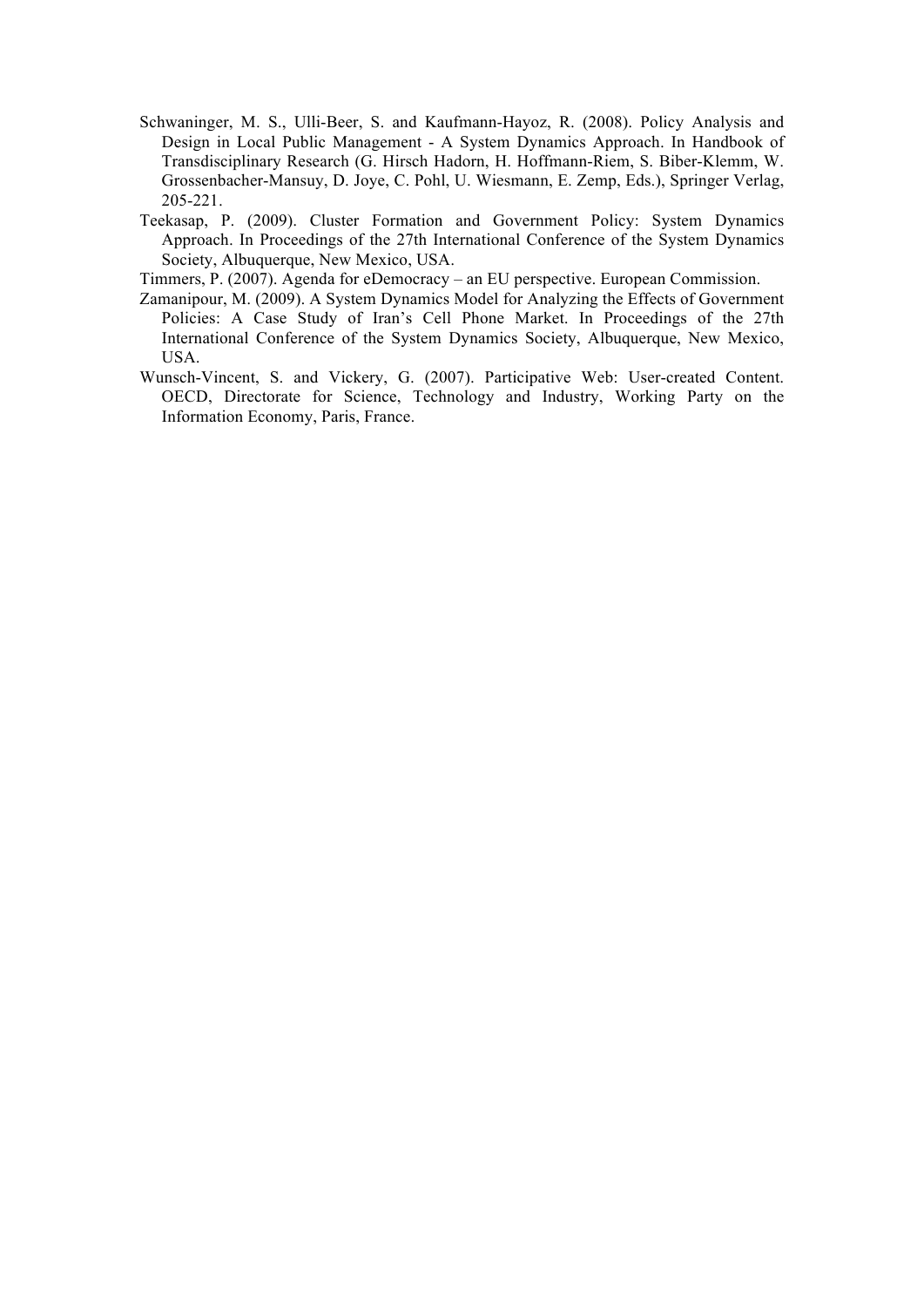Schwaninger, M. S., Ulli-Beer, S. and Kaufmann-Hayoz, R. (2008). Policy Analysis and Design in Local Public Management - A System Dynamics Approach. In Handbook of Transdisciplinary Research (G. Hirsch Hadorn, H. Hoffmann-Riem, S. Biber-Klemm, W. Grossenbacher-Mansuy, D. Joye, C. Pohl, U. Wiesmann, E. Zemp, Eds.), Springer Verlag, 205-221.

Teekasap, P. (2009). Cluster Formation and Government Policy: System Dynamics Approach. In Proceedings of the 27th International Conference of the System Dynamics Society, Albuquerque, New Mexico, USA.

Timmers, P. (2007). Agenda for eDemocracy – an EU perspective. European Commission.

Zamanipour, M. (2009). A System Dynamics Model for Analyzing the Effects of Government Policies: A Case Study of Iran's Cell Phone Market. In Proceedings of the 27th International Conference of the System Dynamics Society, Albuquerque, New Mexico, USA.

Wunsch-Vincent, S. and Vickery, G. (2007). Participative Web: User-created Content. OECD, Directorate for Science, Technology and Industry, Working Party on the Information Economy, Paris, France.